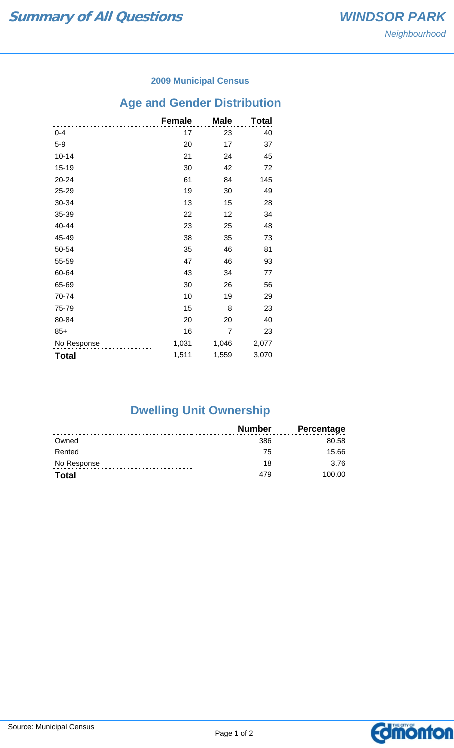# Summary of All Questions

## WINDSOR PARK

*Neighbourhood*

### 2009 Municipal Census

## Age and Gender Distribution

| | Female | Male | Total |
|---|---|---|---|
| 0-4 | 17 | 23 | 40 |
| 5-9 | 20 | 17 | 37 |
| 10-14 | 21 | 24 | 45 |
| 15-19 | 30 | 42 | 72 |
| 20-24 | 61 | 84 | 145 |
| 25-29 | 19 | 30 | 49 |
| 30-34 | 13 | 15 | 28 |
| 35-39 | 22 | 12 | 34 |
| 40-44 | 23 | 25 | 48 |
| 45-49 | 38 | 35 | 73 |
| 50-54 | 35 | 46 | 81 |
| 55-59 | 47 | 46 | 93 |
| 60-64 | 43 | 34 | 77 |
| 65-69 | 30 | 26 | 56 |
| 70-74 | 10 | 19 | 29 |
| 75-79 | 15 | 8 | 23 |
| 80-84 | 20 | 20 | 40 |
| 85+ | 16 | 7 | 23 |
| No Response | 1,031 | 1,046 | 2,077 |
| **Total** | 1,511 | 1,559 | 3,070 |

## Dwelling Unit Ownership

| | Number | Percentage |
|---|---|---|
| Owned | 386 | 80.58 |
| Rented | 75 | 15.66 |
| No Response | 18 | 3.76 |
| **Total** | 479 | 100.00 |

Source: Municipal Census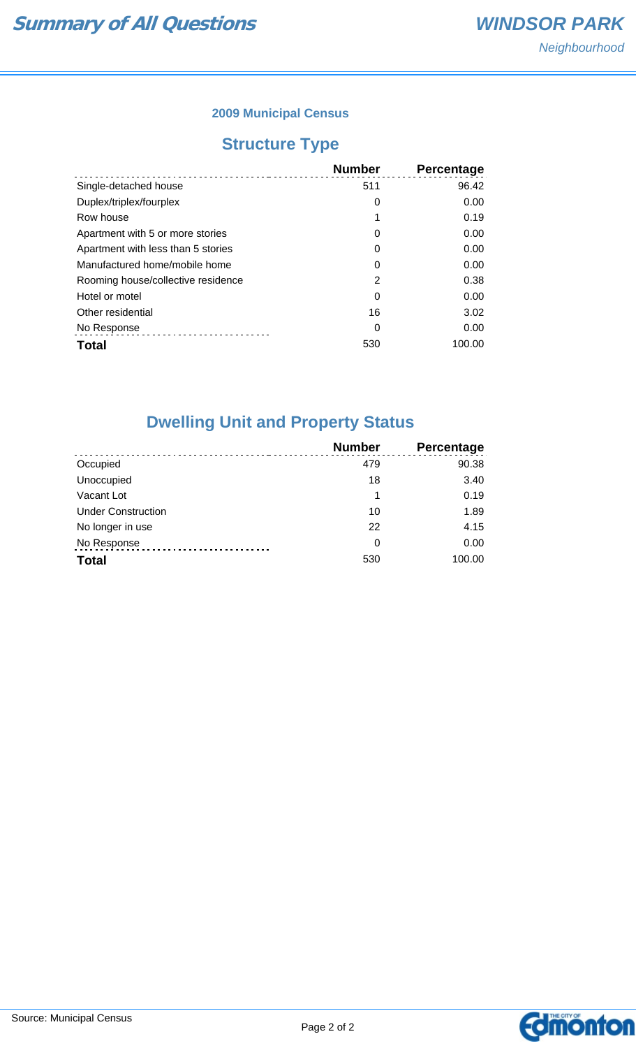### 2009 Municipal Census

## Structure Type

| | Number | Percentage |
|---|---|---|
| Single-detached house | 511 | 96.42 |
| Duplex/triplex/fourplex | 0 | 0.00 |
| Row house | 1 | 0.19 |
| Apartment with 5 or more stories | 0 | 0.00 |
| Apartment with less than 5 stories | 0 | 0.00 |
| Manufactured home/mobile home | 0 | 0.00 |
| Rooming house/collective residence | 2 | 0.38 |
| Hotel or motel | 0 | 0.00 |
| Other residential | 16 | 3.02 |
| No Response | 0 | 0.00 |
| **Total** | 530 | 100.00 |

## Dwelling Unit and Property Status

| | Number | Percentage |
|---|---|---|
| Occupied | 479 | 90.38 |
| Unoccupied | 18 | 3.40 |
| Vacant Lot | 1 | 0.19 |
| Under Construction | 10 | 1.89 |
| No longer in use | 22 | 4.15 |
| No Response | 0 | 0.00 |
| **Total** | 530 | 100.00 |

Source: Municipal Census